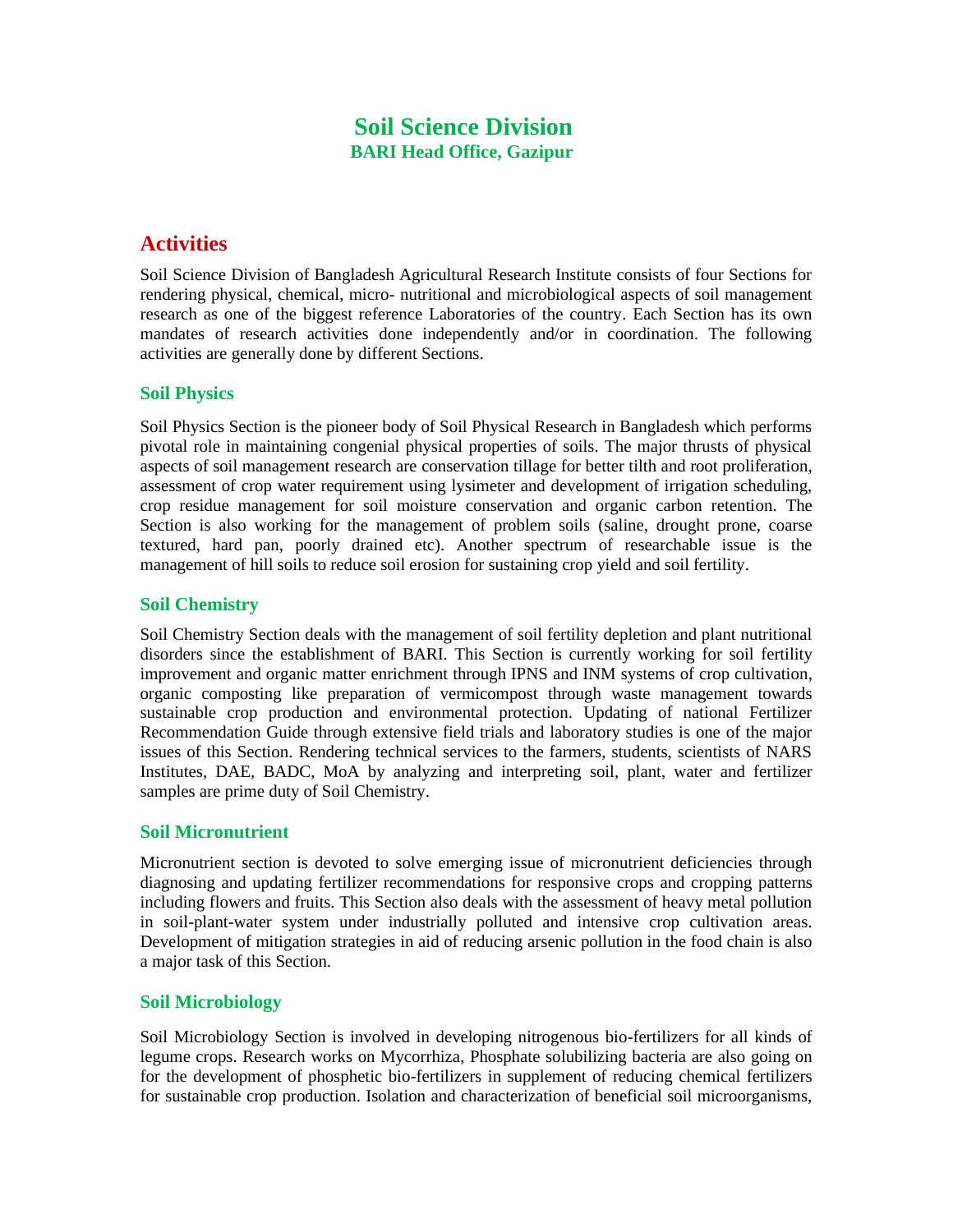# Soil Science Division

### BARI Head Office, Gazipur

## Activities

Soil Science Division of Bangladesh Agricultural Research Institute consists of four Sections for rendering physical, chemical, micro- nutritional and microbiological aspects of soil management research as one of the biggest reference Laboratories of the country. Each Section has its own mandates of research activities done independently and/or in coordination. The following activities are generally done by different Sections.

### Soil Physics

Soil Physics Section is the pioneer body of Soil Physical Research in Bangladesh which performs pivotal role in maintaining congenial physical properties of soils. The major thrusts of physical aspects of soil management research are conservation tillage for better tilth and root proliferation, assessment of crop water requirement using lysimeter and development of irrigation scheduling, crop residue management for soil moisture conservation and organic carbon retention. The Section is also working for the management of problem soils (saline, drought prone, coarse textured, hard pan, poorly drained etc). Another spectrum of researchable issue is the management of hill soils to reduce soil erosion for sustaining crop yield and soil fertility.

### Soil Chemistry

Soil Chemistry Section deals with the management of soil fertility depletion and plant nutritional disorders since the establishment of BARI. This Section is currently working for soil fertility improvement and organic matter enrichment through IPNS and INM systems of crop cultivation, organic composting like preparation of vermicompost through waste management towards sustainable crop production and environmental protection. Updating of national Fertilizer Recommendation Guide through extensive field trials and laboratory studies is one of the major issues of this Section. Rendering technical services to the farmers, students, scientists of NARS Institutes, DAE, BADC, MoA by analyzing and interpreting soil, plant, water and fertilizer samples are prime duty of Soil Chemistry.

### Soil Micronutrient

Micronutrient section is devoted to solve emerging issue of micronutrient deficiencies through diagnosing and updating fertilizer recommendations for responsive crops and cropping patterns including flowers and fruits. This Section also deals with the assessment of heavy metal pollution in soil-plant-water system under industrially polluted and intensive crop cultivation areas. Development of mitigation strategies in aid of reducing arsenic pollution in the food chain is also a major task of this Section.

### Soil Microbiology

Soil Microbiology Section is involved in developing nitrogenous bio-fertilizers for all kinds of legume crops. Research works on Mycorrhiza, Phosphate solubilizing bacteria are also going on for the development of phosphetic bio-fertilizers in supplement of reducing chemical fertilizers for sustainable crop production. Isolation and characterization of beneficial soil microorganisms,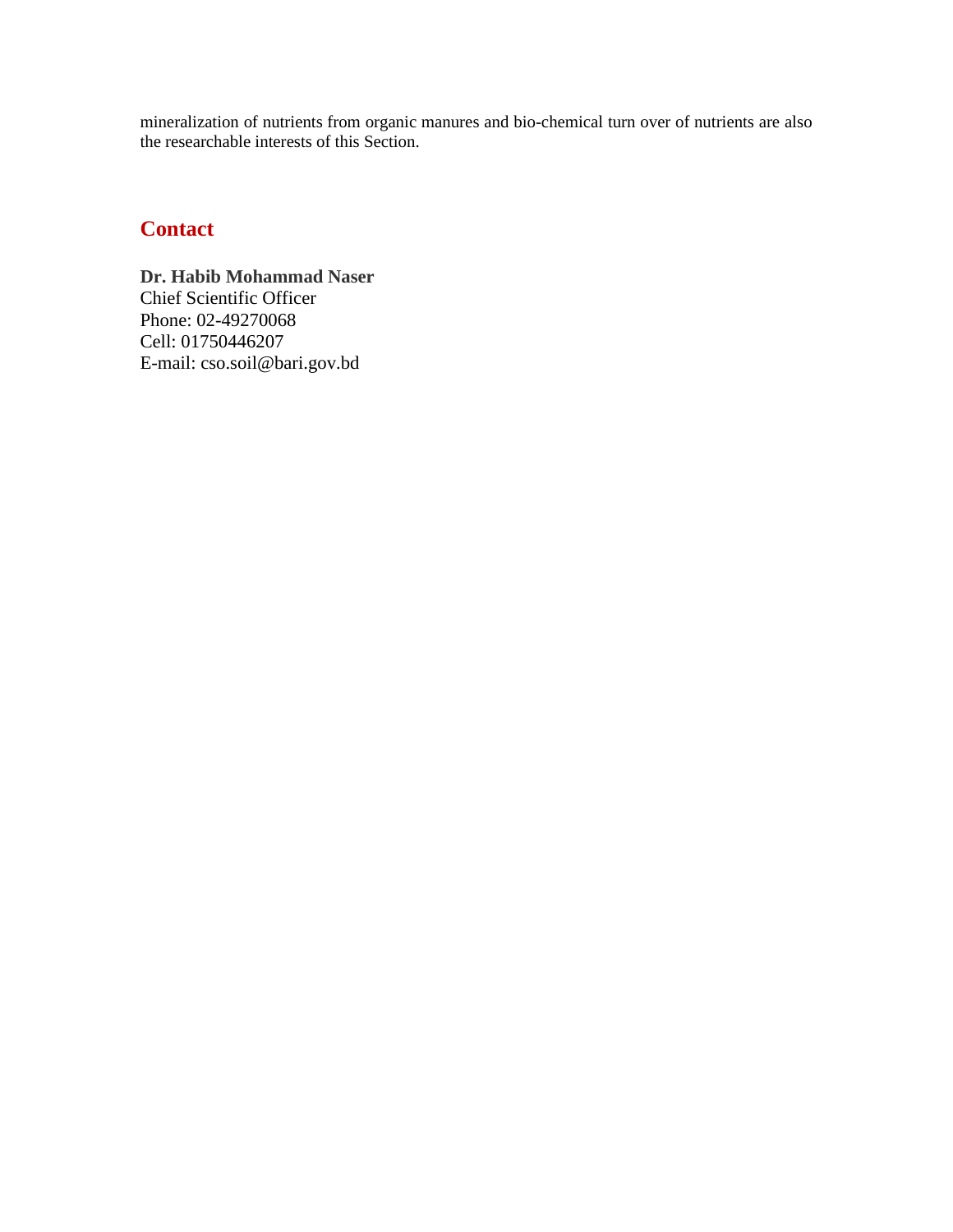mineralization of nutrients from organic manures and bio-chemical turn over of nutrients are also the researchable interests of this Section.

## Contact

**Dr. Habib Mohammad Naser**
Chief Scientific Officer
Phone: 02-49270068
Cell: 01750446207
E-mail: cso.soil@bari.gov.bd